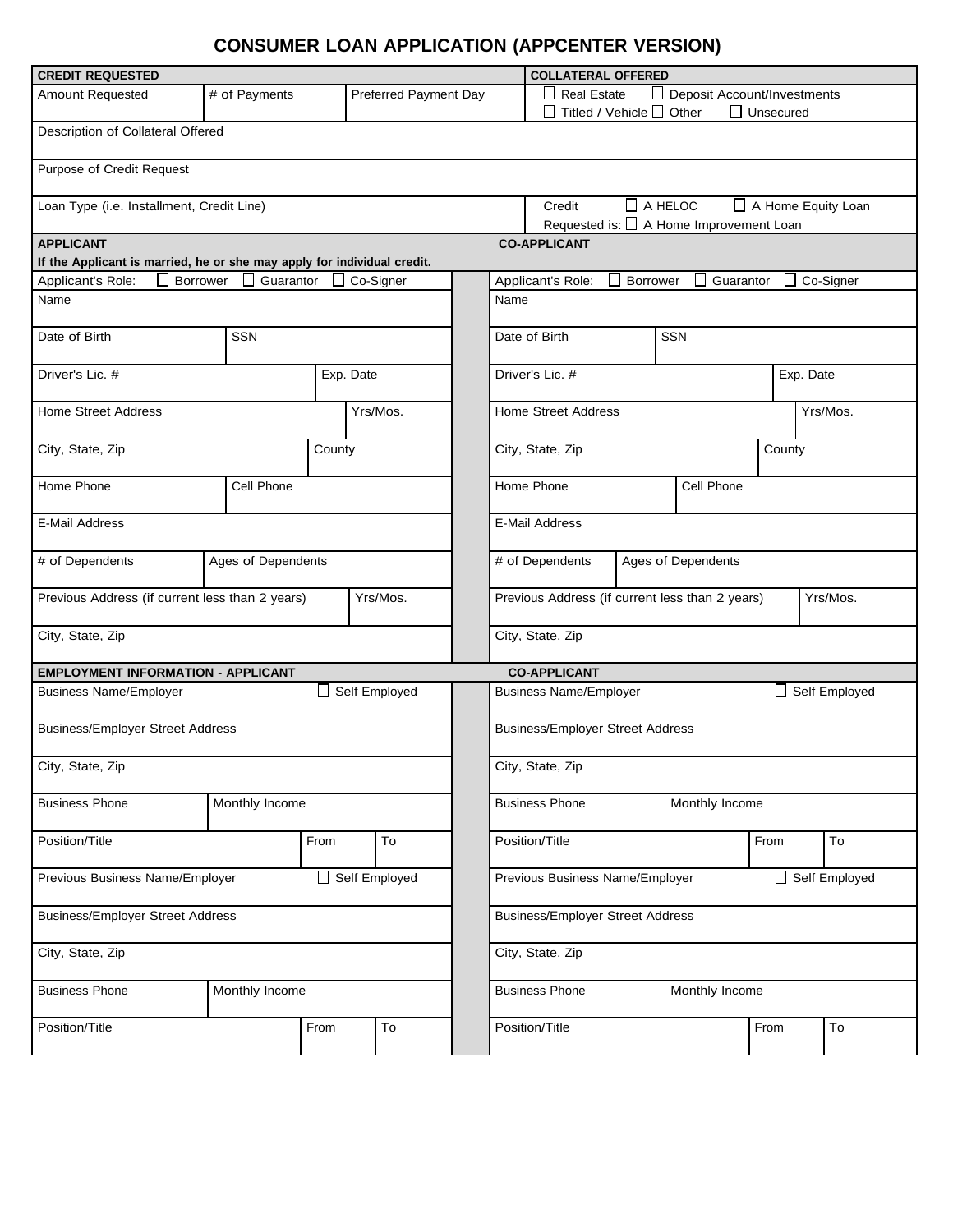# CONSUMER LOAN APPLICATION (APPCENTER VERSION)

| CREDIT REQUESTED | | | COLLATERAL OFFERED |
|---|---|---|---|
| Amount Requested | # of Payments | Preferred Payment Day | ☐ Real Estate ☐ Deposit Account/Investments ☐ Titled / Vehicle ☐ Other ☐ Unsecured |
| Description of Collateral Offered | | | |
| Purpose of Credit Request | | | |
| Loan Type (i.e. Installment, Credit Line) | | | Credit Requested is: ☐ A HELOC ☐ A Home Equity Loan ☐ A Home Improvement Loan |

**APPLICANT** — **CO-APPLICANT**

**If the Applicant is married, he or she may apply for individual credit.**

| APPLICANT | | | CO-APPLICANT | | |
|---|---|---|---|---|---|
| Applicant's Role: ☐ Borrower ☐ Guarantor ☐ Co-Signer | | | Applicant's Role: ☐ Borrower ☐ Guarantor ☐ Co-Signer | | |
| Name | | | Name | | |
| Date of Birth | SSN | | Date of Birth | SSN | |
| Driver's Lic. # | | Exp. Date | Driver's Lic. # | | Exp. Date |
| Home Street Address | | Yrs/Mos. | Home Street Address | | Yrs/Mos. |
| City, State, Zip | | County | City, State, Zip | | County |
| Home Phone | Cell Phone | | Home Phone | Cell Phone | |
| E-Mail Address | | | E-Mail Address | | |
| # of Dependents | Ages of Dependents | | # of Dependents | Ages of Dependents | |
| Previous Address (if current less than 2 years) | | Yrs/Mos. | Previous Address (if current less than 2 years) | | Yrs/Mos. |
| City, State, Zip | | | City, State, Zip | | |

| EMPLOYMENT INFORMATION - APPLICANT | | | | CO-APPLICANT | | | |
|---|---|---|---|---|---|---|---|
| Business Name/Employer | | ☐ Self Employed | | Business Name/Employer | | ☐ Self Employed | |
| Business/Employer Street Address | | | | Business/Employer Street Address | | | |
| City, State, Zip | | | | City, State, Zip | | | |
| Business Phone | Monthly Income | | | Business Phone | Monthly Income | | |
| Position/Title | | From | To | Position/Title | | From | To |
| Previous Business Name/Employer | | ☐ Self Employed | | Previous Business Name/Employer | | ☐ Self Employed | |
| Business/Employer Street Address | | | | Business/Employer Street Address | | | |
| City, State, Zip | | | | City, State, Zip | | | |
| Business Phone | Monthly Income | | | Business Phone | Monthly Income | | |
| Position/Title | | From | To | Position/Title | | From | To |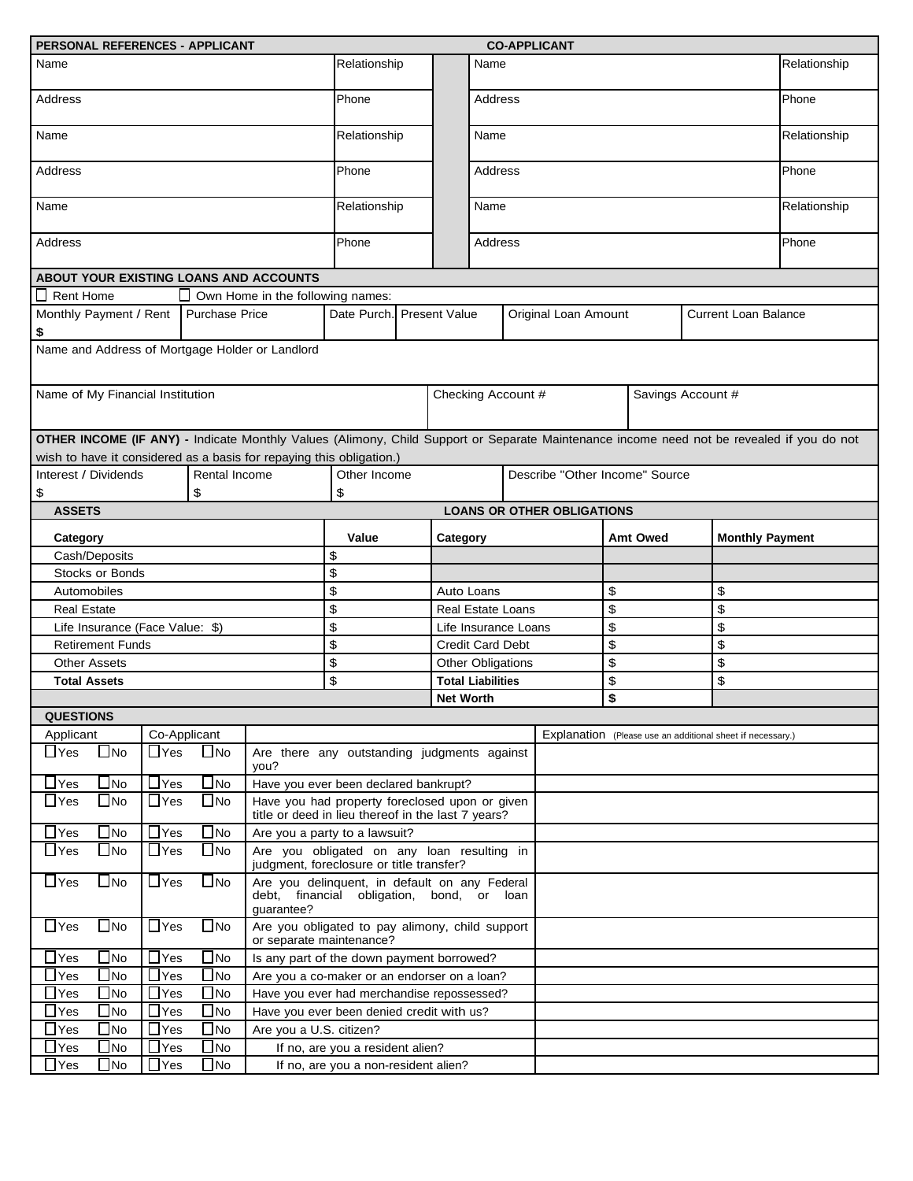| PERSONAL REFERENCES - APPLICANT | | | CO-APPLICANT | |
|---|---|---|---|---|
| Name | Relationship | | Name | Relationship |
| Address | Phone | | Address | Phone |
| Name | Relationship | | Name | Relationship |
| Address | Phone | | Address | Phone |
| Name | Relationship | | Name | Relationship |
| Address | Phone | | Address | Phone |

## ABOUT YOUR EXISTING LOANS AND ACCOUNTS

☐ Rent Home ☐ Own Home in the following names:

| Monthly Payment / Rent | Purchase Price | Date Purch. | Present Value | Original Loan Amount | Current Loan Balance |
|---|---|---|---|---|---|
| $ | | | | | |

Name and Address of Mortgage Holder or Landlord

| Name of My Financial Institution | Checking Account # | Savings Account # |
|---|---|---|
| | | |

**OTHER INCOME (IF ANY) -** Indicate Monthly Values (Alimony, Child Support or Separate Maintenance income need not be revealed if you do not wish to have it considered as a basis for repaying this obligation.)

| Interest / Dividends | Rental Income | Other Income | Describe "Other Income" Source |
|---|---|---|---|
| $ | $ | $ | |

| ASSETS | | LOANS OR OTHER OBLIGATIONS | | |
|---|---|---|---|---|
| **Category** | **Value** | **Category** | **Amt Owed** | **Monthly Payment** |
| Cash/Deposits | $ | | | |
| Stocks or Bonds | $ | | | |
| Automobiles | $ | Auto Loans | $ | $ |
| Real Estate | $ | Real Estate Loans | $ | $ |
| Life Insurance (Face Value: $) | $ | Life Insurance Loans | $ | $ |
| Retirement Funds | $ | Credit Card Debt | $ | $ |
| Other Assets | $ | Other Obligations | $ | $ |
| **Total Assets** | $ | **Total Liabilities** | $ | $ |
| | | **Net Worth** | **$** | |

## QUESTIONS

| Applicant | Co-Applicant | | Explanation (Please use an additional sheet if necessary.) |
|---|---|---|---|
| ☐Yes ☐No | ☐Yes ☐No | Are there any outstanding judgments against you? | |
| ☐Yes ☐No | ☐Yes ☐No | Have you ever been declared bankrupt? | |
| ☐Yes ☐No | ☐Yes ☐No | Have you had property foreclosed upon or given title or deed in lieu thereof in the last 7 years? | |
| ☐Yes ☐No | ☐Yes ☐No | Are you a party to a lawsuit? | |
| ☐Yes ☐No | ☐Yes ☐No | Are you obligated on any loan resulting in judgment, foreclosure or title transfer? | |
| ☐Yes ☐No | ☐Yes ☐No | Are you delinquent, in default on any Federal debt, financial obligation, bond, or loan guarantee? | |
| ☐Yes ☐No | ☐Yes ☐No | Are you obligated to pay alimony, child support or separate maintenance? | |
| ☐Yes ☐No | ☐Yes ☐No | Is any part of the down payment borrowed? | |
| ☐Yes ☐No | ☐Yes ☐No | Are you a co-maker or an endorser on a loan? | |
| ☐Yes ☐No | ☐Yes ☐No | Have you ever had merchandise repossessed? | |
| ☐Yes ☐No | ☐Yes ☐No | Have you ever been denied credit with us? | |
| ☐Yes ☐No | ☐Yes ☐No | Are you a U.S. citizen? | |
| ☐Yes ☐No | ☐Yes ☐No | If no, are you a resident alien? | |
| ☐Yes ☐No | ☐Yes ☐No | If no, are you a non-resident alien? | |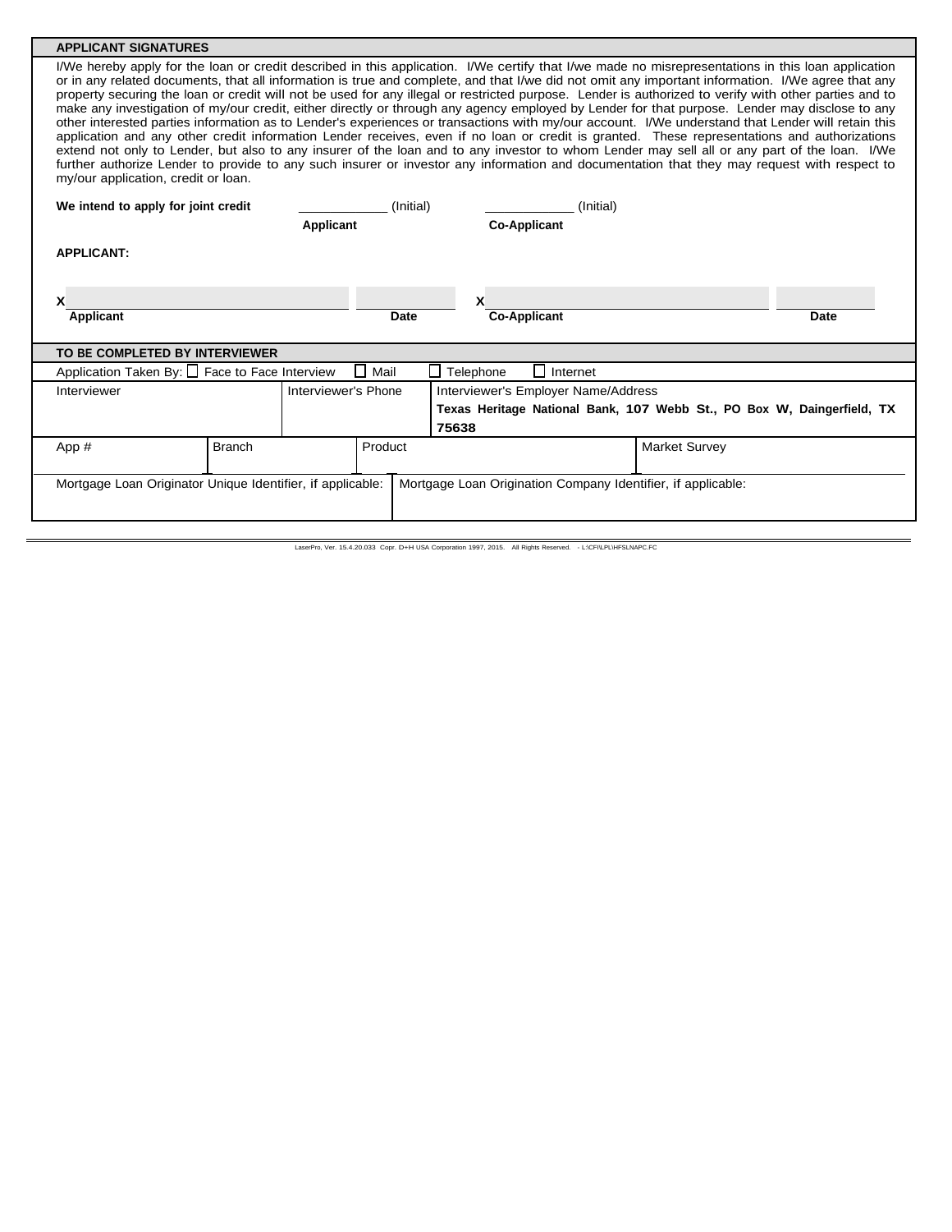## APPLICANT SIGNATURES

I/We hereby apply for the loan or credit described in this application. I/We certify that I/we made no misrepresentations in this loan application or in any related documents, that all information is true and complete, and that I/we did not omit any important information. I/We agree that any property securing the loan or credit will not be used for any illegal or restricted purpose. Lender is authorized to verify with other parties and to make any investigation of my/our credit, either directly or through any agency employed by Lender for that purpose. Lender may disclose to any other interested parties information as to Lender's experiences or transactions with my/our account. I/We understand that Lender will retain this application and any other credit information Lender receives, even if no loan or credit is granted. These representations and authorizations extend not only to Lender, but also to any insurer of the loan and to any investor to whom Lender may sell all or any part of the loan. I/We further authorize Lender to provide to any such insurer or investor any information and documentation that they may request with respect to my/our application, credit or loan.

**We intend to apply for joint credit** ____________ (Initial) **Applicant** ____________ (Initial) **Co-Applicant**

**APPLICANT:**

X ______________________ ________ X ______________________ ________
**Applicant** **Date** **Co-Applicant** **Date**

## TO BE COMPLETED BY INTERVIEWER

Application Taken By: ☐ Face to Face Interview ☐ Mail ☐ Telephone ☐ Internet

| Interviewer | Interviewer's Phone | Interviewer's Employer Name/Address |
|---|---|---|
| | | **Texas Heritage National Bank, 107 Webb St., PO Box W, Daingerfield, TX 75638** |

| App # | Branch | Product | Market Survey |
|---|---|---|---|
| | | | |

| Mortgage Loan Originator Unique Identifier, if applicable: | Mortgage Loan Origination Company Identifier, if applicable: |
|---|---|
| | |

LaserPro, Ver. 15.4.20.033 Copr. D+H USA Corporation 1997, 2015. All Rights Reserved. - L:\CFI\LPL\HFSLNAPC.FC